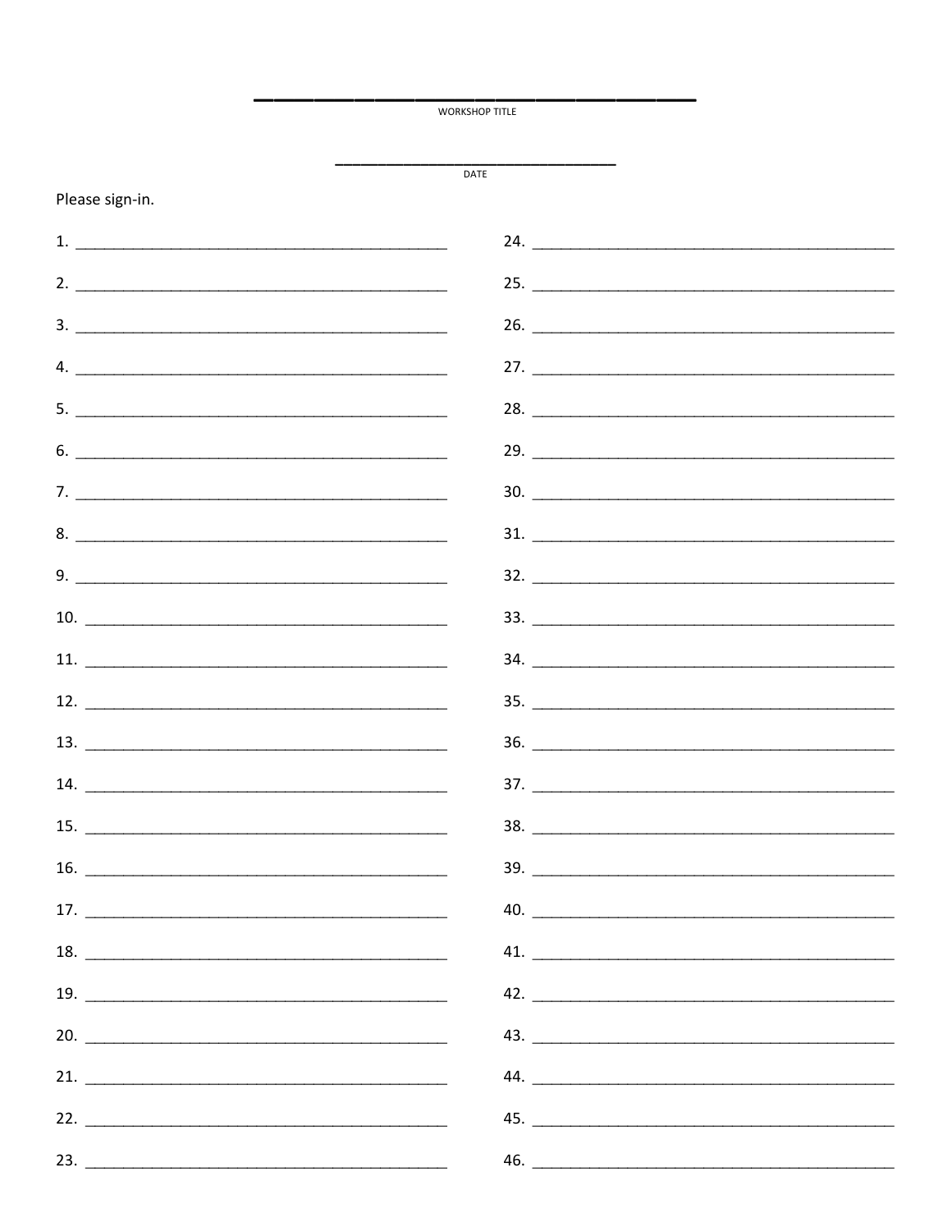______________________________

WORKSHOP TITLE

______________________________

DATE

Please sign-in.

1. ________________________________________
2. ________________________________________
3. ________________________________________
4. ________________________________________
5. ________________________________________
6. ________________________________________
7. ________________________________________
8. ________________________________________
9. ________________________________________
10. ________________________________________
11. ________________________________________
12. ________________________________________
13. ________________________________________
14. ________________________________________
15. ________________________________________
16. ________________________________________
17. ________________________________________
18. ________________________________________
19. ________________________________________
20. ________________________________________
21. ________________________________________
22. ________________________________________
23. ________________________________________
24. ________________________________________
25. ________________________________________
26. ________________________________________
27. ________________________________________
28. ________________________________________
29. ________________________________________
30. ________________________________________
31. ________________________________________
32. ________________________________________
33. ________________________________________
34. ________________________________________
35. ________________________________________
36. ________________________________________
37. ________________________________________
38. ________________________________________
39. ________________________________________
40. ________________________________________
41. ________________________________________
42. ________________________________________
43. ________________________________________
44. ________________________________________
45. ________________________________________
46. ________________________________________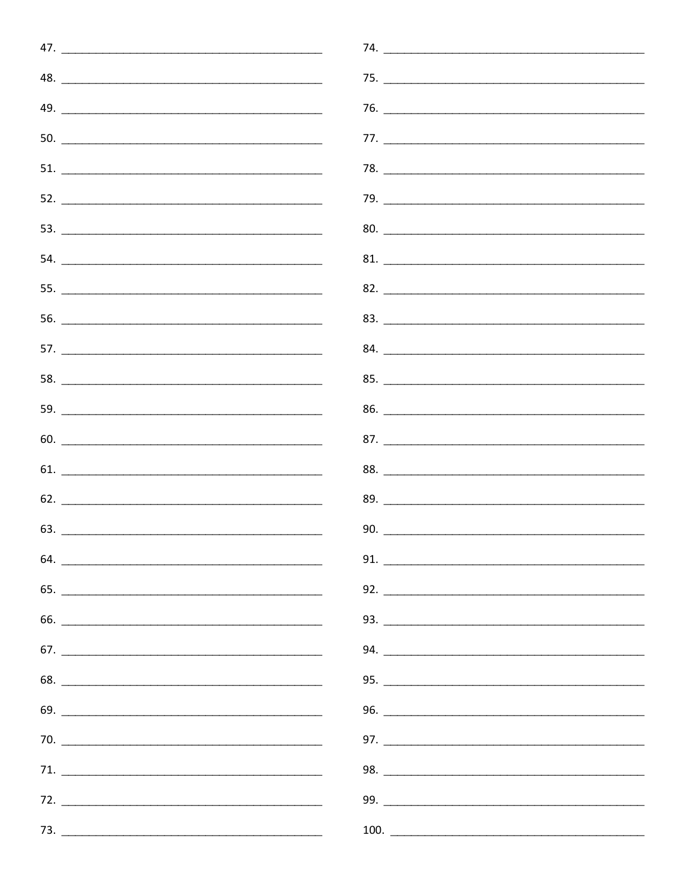47. ________________________________________

48. ________________________________________

49. ________________________________________

50. ________________________________________

51. ________________________________________

52. ________________________________________

53. ________________________________________

54. ________________________________________

55. ________________________________________

56. ________________________________________

57. ________________________________________

58. ________________________________________

59. ________________________________________

60. ________________________________________

61. ________________________________________

62. ________________________________________

63. ________________________________________

64. ________________________________________

65. ________________________________________

66. ________________________________________

67. ________________________________________

68. ________________________________________

69. ________________________________________

70. ________________________________________

71. ________________________________________

72. ________________________________________

73. ________________________________________

74. ________________________________________

75. ________________________________________

76. ________________________________________

77. ________________________________________

78. ________________________________________

79. ________________________________________

80. ________________________________________

81. ________________________________________

82. ________________________________________

83. ________________________________________

84. ________________________________________

85. ________________________________________

86. ________________________________________

87. ________________________________________

88. ________________________________________

89. ________________________________________

90. ________________________________________

91. ________________________________________

92. ________________________________________

93. ________________________________________

94. ________________________________________

95. ________________________________________

96. ________________________________________

97. ________________________________________

98. ________________________________________

99. ________________________________________

100. ________________________________________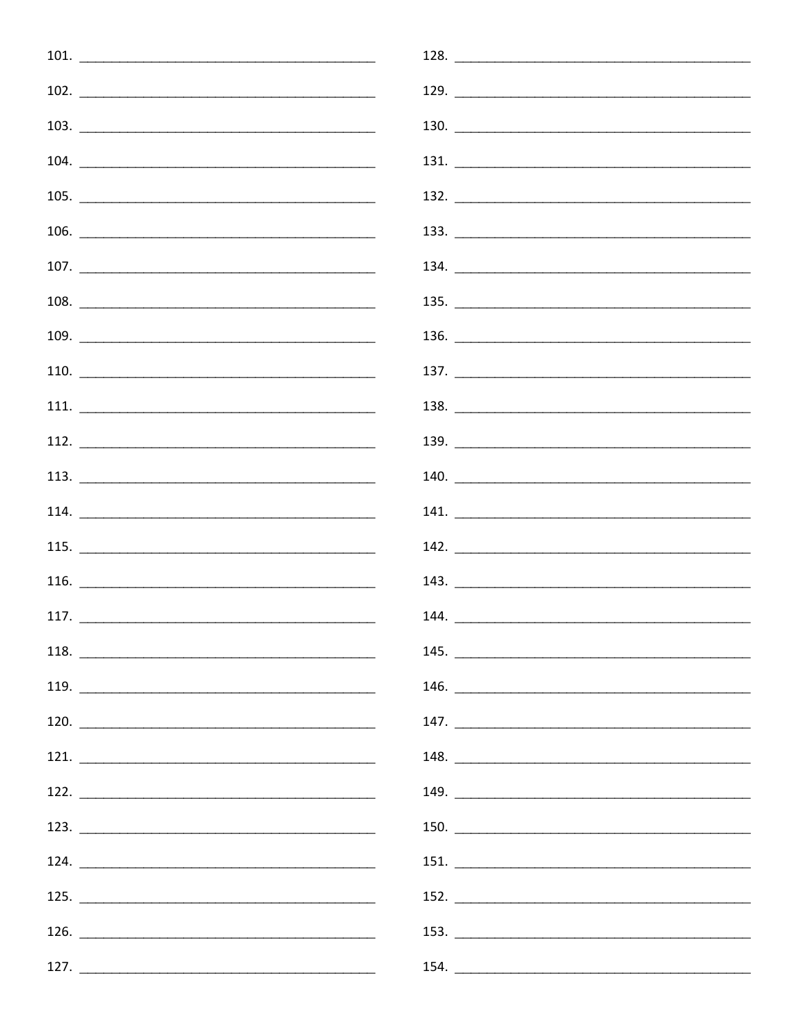101. ________________________________________

102. ________________________________________

103. ________________________________________

104. ________________________________________

105. ________________________________________

106. ________________________________________

107. ________________________________________

108. ________________________________________

109. ________________________________________

110. ________________________________________

111. ________________________________________

112. ________________________________________

113. ________________________________________

114. ________________________________________

115. ________________________________________

116. ________________________________________

117. ________________________________________

118. ________________________________________

119. ________________________________________

120. ________________________________________

121. ________________________________________

122. ________________________________________

123. ________________________________________

124. ________________________________________

125. ________________________________________

126. ________________________________________

127. ________________________________________

128. ________________________________________

129. ________________________________________

130. ________________________________________

131. ________________________________________

132. ________________________________________

133. ________________________________________

134. ________________________________________

135. ________________________________________

136. ________________________________________

137. ________________________________________

138. ________________________________________

139. ________________________________________

140. ________________________________________

141. ________________________________________

142. ________________________________________

143. ________________________________________

144. ________________________________________

145. ________________________________________

146. ________________________________________

147. ________________________________________

148. ________________________________________

149. ________________________________________

150. ________________________________________

151. ________________________________________

152. ________________________________________

153. ________________________________________

154. ________________________________________